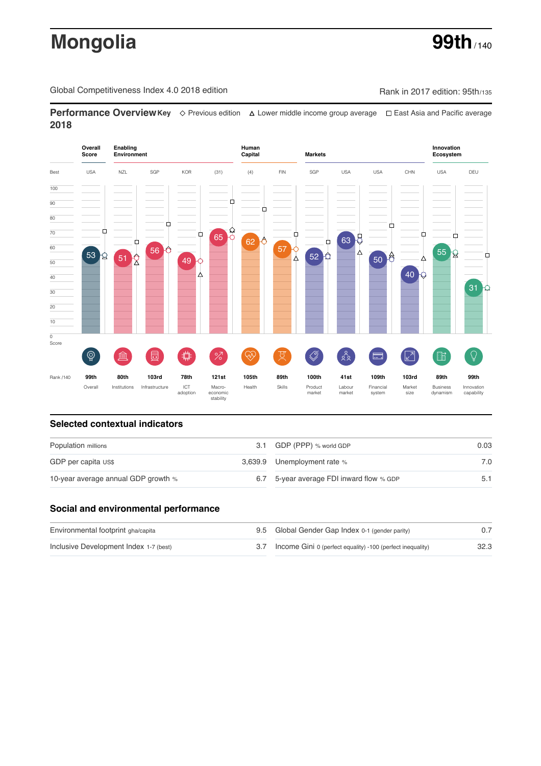# Mongolia

**99th** / 140

Global Competitiveness Index 4.0 2018 edition

Rank in 2017 edition: 95th/135

## Performance Overview 2018

Key ◇ Previous edition △ Lower middle income group average □ East Asia and Pacific average

| | Overall Score | Enabling Environment | | | | Human Capital | | Markets | | | | Innovation Ecosystem | |
|---|---|---|---|---|---|---|---|---|---|---|---|---|---|
| Best | USA | NZL | SGP | KOR | (31) | (4) | FIN | SGP | USA | USA | CHN | USA | DEU |
| Score | 53 | 51 | 56 | 49 | 65 | 62 | 57 | 52 | 63 | 50 | 40 | 55 | 31 |
| Rank /140 | 99th | 80th | 103rd | 78th | 121st | 105th | 89th | 100th | 41st | 109th | 103rd | 89th | 99th |
| | Overall | Institutions | Infrastructure | ICT adoption | Macro-economic stability | Health | Skills | Product market | Labour market | Financial system | Market size | Business dynamism | Innovation capability |

## Selected contextual indicators

| | | | |
|---|---|---|---|
| Population millions | 3.1 | GDP (PPP) % world GDP | 0.03 |
| GDP per capita US$ | 3,639.9 | Unemployment rate % | 7.0 |
| 10-year average annual GDP growth % | 6.7 | 5-year average FDI inward flow % GDP | 5.1 |

## Social and environmental performance

| | | | |
|---|---|---|---|
| Environmental footprint gha/capita | 9.5 | Global Gender Gap Index 0-1 (gender parity) | 0.7 |
| Inclusive Development Index 1-7 (best) | 3.7 | Income Gini 0 (perfect equality) -100 (perfect inequality) | 32.3 |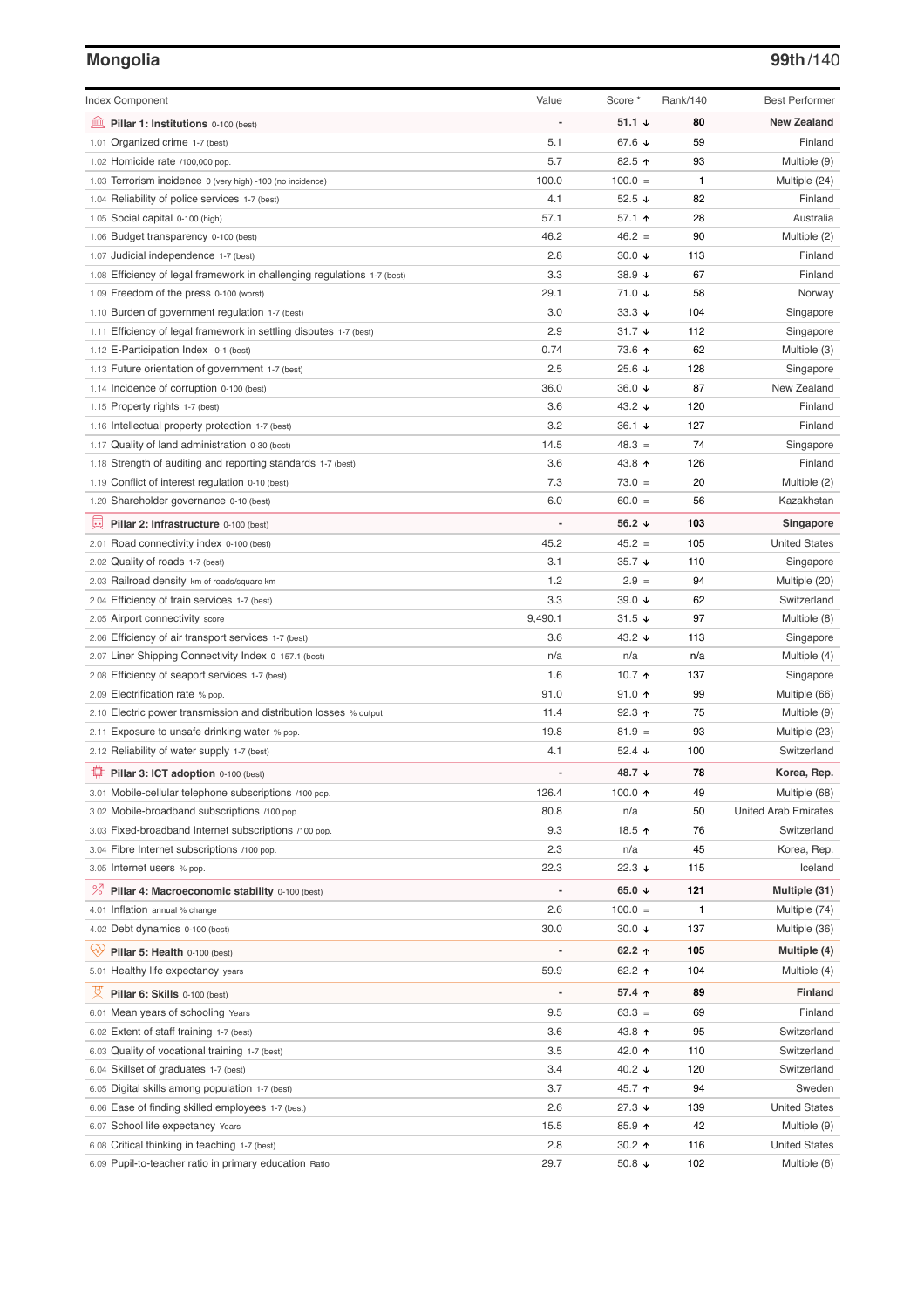## Mongolia

**99th/140**

| Index Component | Value | Score * | Rank/140 | Best Performer |
|---|---|---|---|---|
| **Pillar 1: Institutions** 0-100 (best) | - | **51.1 ↓** | **80** | **New Zealand** |
| 1.01 Organized crime 1-7 (best) | 5.1 | 67.6 ↓ | 59 | Finland |
| 1.02 Homicide rate /100,000 pop. | 5.7 | 82.5 ↑ | 93 | Multiple (9) |
| 1.03 Terrorism incidence 0 (very high) -100 (no incidence) | 100.0 | 100.0 = | 1 | Multiple (24) |
| 1.04 Reliability of police services 1-7 (best) | 4.1 | 52.5 ↓ | 82 | Finland |
| 1.05 Social capital 0-100 (high) | 57.1 | 57.1 ↑ | 28 | Australia |
| 1.06 Budget transparency 0-100 (best) | 46.2 | 46.2 = | 90 | Multiple (2) |
| 1.07 Judicial independence 1-7 (best) | 2.8 | 30.0 ↓ | 113 | Finland |
| 1.08 Efficiency of legal framework in challenging regulations 1-7 (best) | 3.3 | 38.9 ↓ | 67 | Finland |
| 1.09 Freedom of the press 0-100 (worst) | 29.1 | 71.0 ↓ | 58 | Norway |
| 1.10 Burden of government regulation 1-7 (best) | 3.0 | 33.3 ↓ | 104 | Singapore |
| 1.11 Efficiency of legal framework in settling disputes 1-7 (best) | 2.9 | 31.7 ↓ | 112 | Singapore |
| 1.12 E-Participation Index 0-1 (best) | 0.74 | 73.6 ↑ | 62 | Multiple (3) |
| 1.13 Future orientation of government 1-7 (best) | 2.5 | 25.6 ↓ | 128 | Singapore |
| 1.14 Incidence of corruption 0-100 (best) | 36.0 | 36.0 ↓ | 87 | New Zealand |
| 1.15 Property rights 1-7 (best) | 3.6 | 43.2 ↓ | 120 | Finland |
| 1.16 Intellectual property protection 1-7 (best) | 3.2 | 36.1 ↓ | 127 | Finland |
| 1.17 Quality of land administration 0-30 (best) | 14.5 | 48.3 = | 74 | Singapore |
| 1.18 Strength of auditing and reporting standards 1-7 (best) | 3.6 | 43.8 ↑ | 126 | Finland |
| 1.19 Conflict of interest regulation 0-10 (best) | 7.3 | 73.0 = | 20 | Multiple (2) |
| 1.20 Shareholder governance 0-10 (best) | 6.0 | 60.0 = | 56 | Kazakhstan |
| **Pillar 2: Infrastructure** 0-100 (best) | - | **56.2 ↓** | **103** | **Singapore** |
| 2.01 Road connectivity index 0-100 (best) | 45.2 | 45.2 = | 105 | United States |
| 2.02 Quality of roads 1-7 (best) | 3.1 | 35.7 ↓ | 110 | Singapore |
| 2.03 Railroad density km of roads/square km | 1.2 | 2.9 = | 94 | Multiple (20) |
| 2.04 Efficiency of train services 1-7 (best) | 3.3 | 39.0 ↓ | 62 | Switzerland |
| 2.05 Airport connectivity score | 9,490.1 | 31.5 ↓ | 97 | Multiple (8) |
| 2.06 Efficiency of air transport services 1-7 (best) | 3.6 | 43.2 ↓ | 113 | Singapore |
| 2.07 Liner Shipping Connectivity Index 0–157.1 (best) | n/a | n/a | n/a | Multiple (4) |
| 2.08 Efficiency of seaport services 1-7 (best) | 1.6 | 10.7 ↑ | 137 | Singapore |
| 2.09 Electrification rate % pop. | 91.0 | 91.0 ↑ | 99 | Multiple (66) |
| 2.10 Electric power transmission and distribution losses % output | 11.4 | 92.3 ↑ | 75 | Multiple (9) |
| 2.11 Exposure to unsafe drinking water % pop. | 19.8 | 81.9 = | 93 | Multiple (23) |
| 2.12 Reliability of water supply 1-7 (best) | 4.1 | 52.4 ↓ | 100 | Switzerland |
| **Pillar 3: ICT adoption** 0-100 (best) | - | **48.7 ↓** | **78** | **Korea, Rep.** |
| 3.01 Mobile-cellular telephone subscriptions /100 pop. | 126.4 | 100.0 ↑ | 49 | Multiple (68) |
| 3.02 Mobile-broadband subscriptions /100 pop. | 80.8 | n/a | 50 | United Arab Emirates |
| 3.03 Fixed-broadband Internet subscriptions /100 pop. | 9.3 | 18.5 ↑ | 76 | Switzerland |
| 3.04 Fibre Internet subscriptions /100 pop. | 2.3 | n/a | 45 | Korea, Rep. |
| 3.05 Internet users % pop. | 22.3 | 22.3 ↓ | 115 | Iceland |
| **Pillar 4: Macroeconomic stability** 0-100 (best) | - | **65.0 ↓** | **121** | **Multiple (31)** |
| 4.01 Inflation annual % change | 2.6 | 100.0 = | 1 | Multiple (74) |
| 4.02 Debt dynamics 0-100 (best) | 30.0 | 30.0 ↓ | 137 | Multiple (36) |
| **Pillar 5: Health** 0-100 (best) | - | **62.2 ↑** | **105** | **Multiple (4)** |
| 5.01 Healthy life expectancy years | 59.9 | 62.2 ↑ | 104 | Multiple (4) |
| **Pillar 6: Skills** 0-100 (best) | - | **57.4 ↑** | **89** | **Finland** |
| 6.01 Mean years of schooling Years | 9.5 | 63.3 = | 69 | Finland |
| 6.02 Extent of staff training 1-7 (best) | 3.6 | 43.8 ↑ | 95 | Switzerland |
| 6.03 Quality of vocational training 1-7 (best) | 3.5 | 42.0 ↑ | 110 | Switzerland |
| 6.04 Skillset of graduates 1-7 (best) | 3.4 | 40.2 ↓ | 120 | Switzerland |
| 6.05 Digital skills among population 1-7 (best) | 3.7 | 45.7 ↑ | 94 | Sweden |
| 6.06 Ease of finding skilled employees 1-7 (best) | 2.6 | 27.3 ↓ | 139 | United States |
| 6.07 School life expectancy Years | 15.5 | 85.9 ↑ | 42 | Multiple (9) |
| 6.08 Critical thinking in teaching 1-7 (best) | 2.8 | 30.2 ↑ | 116 | United States |
| 6.09 Pupil-to-teacher ratio in primary education Ratio | 29.7 | 50.8 ↓ | 102 | Multiple (6) |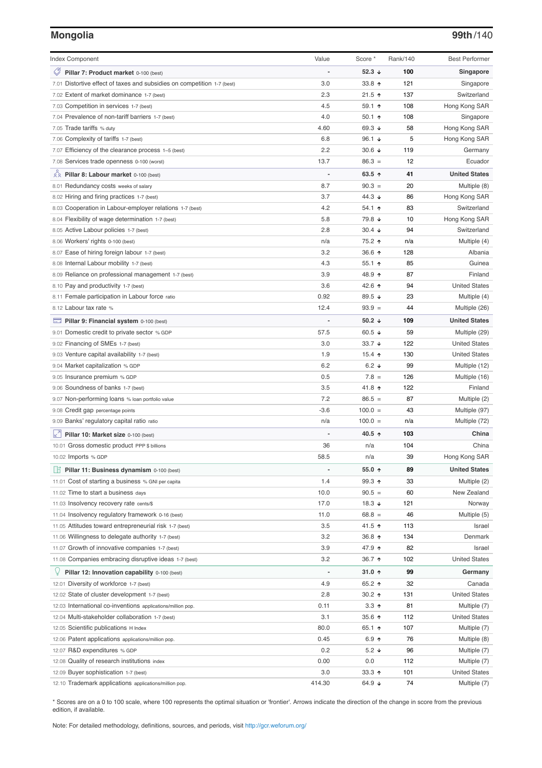## Mongolia

**99th**/140

| Index Component | Value | Score * | Rank/140 | Best Performer |
|---|---|---|---|---|
| **Pillar 7: Product market** 0-100 (best) | - | **52.3 ↑** | **100** | **Singapore** |
| 7.01 Distortive effect of taxes and subsidies on competition 1-7 (best) | 3.0 | 33.8 ↑ | 121 | Singapore |
| 7.02 Extent of market dominance 1-7 (best) | 2.3 | 21.5 ↑ | 137 | Switzerland |
| 7.03 Competition in services 1-7 (best) | 4.5 | 59.1 ↑ | 108 | Hong Kong SAR |
| 7.04 Prevalence of non-tariff barriers 1-7 (best) | 4.0 | 50.1 ↑ | 108 | Singapore |
| 7.05 Trade tariffs % duty | 4.60 | 69.3 ↓ | 58 | Hong Kong SAR |
| 7.06 Complexity of tariffs 1-7 (best) | 6.8 | 96.1 ↓ | 5 | Hong Kong SAR |
| 7.07 Efficiency of the clearance process 1–5 (best) | 2.2 | 30.6 ↓ | 119 | Germany |
| 7.08 Services trade openness 0-100 (worst) | 13.7 | 86.3 = | 12 | Ecuador |
| **Pillar 8: Labour market** 0-100 (best) | - | **63.5 ↑** | **41** | **United States** |
| 8.01 Redundancy costs weeks of salary | 8.7 | 90.3 = | 20 | Multiple (8) |
| 8.02 Hiring and firing practices 1-7 (best) | 3.7 | 44.3 ↓ | 86 | Hong Kong SAR |
| 8.03 Cooperation in Labour-employer relations 1-7 (best) | 4.2 | 54.1 ↑ | 83 | Switzerland |
| 8.04 Flexibility of wage determination 1-7 (best) | 5.8 | 79.8 ↓ | 10 | Hong Kong SAR |
| 8.05 Active Labour policies 1-7 (best) | 2.8 | 30.4 ↓ | 94 | Switzerland |
| 8.06 Workers' rights 0-100 (best) | n/a | 75.2 ↑ | n/a | Multiple (4) |
| 8.07 Ease of hiring foreign labour 1-7 (best) | 3.2 | 36.6 ↑ | 128 | Albania |
| 8.08 Internal Labour mobility 1-7 (best) | 4.3 | 55.1 ↑ | 85 | Guinea |
| 8.09 Reliance on professional management 1-7 (best) | 3.9 | 48.9 ↑ | 87 | Finland |
| 8.10 Pay and productivity 1-7 (best) | 3.6 | 42.6 ↑ | 94 | United States |
| 8.11 Female participation in Labour force ratio | 0.92 | 89.5 ↓ | 23 | Multiple (4) |
| 8.12 Labour tax rate % | 12.4 | 93.9 = | 44 | Multiple (26) |
| **Pillar 9: Financial system** 0-100 (best) | - | **50.2 ↓** | **109** | **United States** |
| 9.01 Domestic credit to private sector % GDP | 57.5 | 60.5 ↓ | 59 | Multiple (29) |
| 9.02 Financing of SMEs 1-7 (best) | 3.0 | 33.7 ↓ | 122 | United States |
| 9.03 Venture capital availability 1-7 (best) | 1.9 | 15.4 ↑ | 130 | United States |
| 9.04 Market capitalization % GDP | 6.2 | 6.2 ↓ | 99 | Multiple (12) |
| 9.05 Insurance premium % GDP | 0.5 | 7.8 = | 126 | Multiple (16) |
| 9.06 Soundness of banks 1-7 (best) | 3.5 | 41.8 ↑ | 122 | Finland |
| 9.07 Non-performing loans % loan portfolio value | 7.2 | 86.5 = | 87 | Multiple (2) |
| 9.08 Credit gap percentage points | -3.6 | 100.0 = | 43 | Multiple (97) |
| 9.09 Banks' regulatory capital ratio ratio | n/a | 100.0 = | n/a | Multiple (72) |
| **Pillar 10: Market size** 0-100 (best) | - | **40.5 ↑** | **103** | **China** |
| 10.01 Gross domestic product PPP $ billions | 36 | n/a | 104 | China |
| 10.02 Imports % GDP | 58.5 | n/a | 39 | Hong Kong SAR |
| **Pillar 11: Business dynamism** 0-100 (best) | - | **55.0 ↑** | **89** | **United States** |
| 11.01 Cost of starting a business % GNI per capita | 1.4 | 99.3 ↑ | 33 | Multiple (2) |
| 11.02 Time to start a business days | 10.0 | 90.5 = | 60 | New Zealand |
| 11.03 Insolvency recovery rate cents/$ | 17.0 | 18.3 ↓ | 121 | Norway |
| 11.04 Insolvency regulatory framework 0-16 (best) | 11.0 | 68.8 = | 46 | Multiple (5) |
| 11.05 Attitudes toward entrepreneurial risk 1-7 (best) | 3.5 | 41.5 ↑ | 113 | Israel |
| 11.06 Willingness to delegate authority 1-7 (best) | 3.2 | 36.8 ↑ | 134 | Denmark |
| 11.07 Growth of innovative companies 1-7 (best) | 3.9 | 47.9 ↑ | 82 | Israel |
| 11.08 Companies embracing disruptive ideas 1-7 (best) | 3.2 | 36.7 ↑ | 102 | United States |
| **Pillar 12: Innovation capability** 0-100 (best) | - | **31.0 ↑** | **99** | **Germany** |
| 12.01 Diversity of workforce 1-7 (best) | 4.9 | 65.2 ↑ | 32 | Canada |
| 12.02 State of cluster development 1-7 (best) | 2.8 | 30.2 ↑ | 131 | United States |
| 12.03 International co-inventions applications/million pop. | 0.11 | 3.3 ↑ | 81 | Multiple (7) |
| 12.04 Multi-stakeholder collaboration 1-7 (best) | 3.1 | 35.6 ↑ | 112 | United States |
| 12.05 Scientific publications H Index | 80.0 | 65.1 ↑ | 107 | Multiple (7) |
| 12.06 Patent applications applications/million pop. | 0.45 | 6.9 ↑ | 76 | Multiple (8) |
| 12.07 R&D expenditures % GDP | 0.2 | 5.2 ↓ | 96 | Multiple (7) |
| 12.08 Quality of research institutions index | 0.00 | 0.0 | 112 | Multiple (7) |
| 12.09 Buyer sophistication 1-7 (best) | 3.0 | 33.3 ↑ | 101 | United States |
| 12.10 Trademark applications applications/million pop. | 414.30 | 64.9 ↓ | 74 | Multiple (7) |

* Scores are on a 0 to 100 scale, where 100 represents the optimal situation or 'frontier'. Arrows indicate the direction of the change in score from the previous edition, if available.

Note: For detailed methodology, definitions, sources, and periods, visit http://gcr.weforum.org/